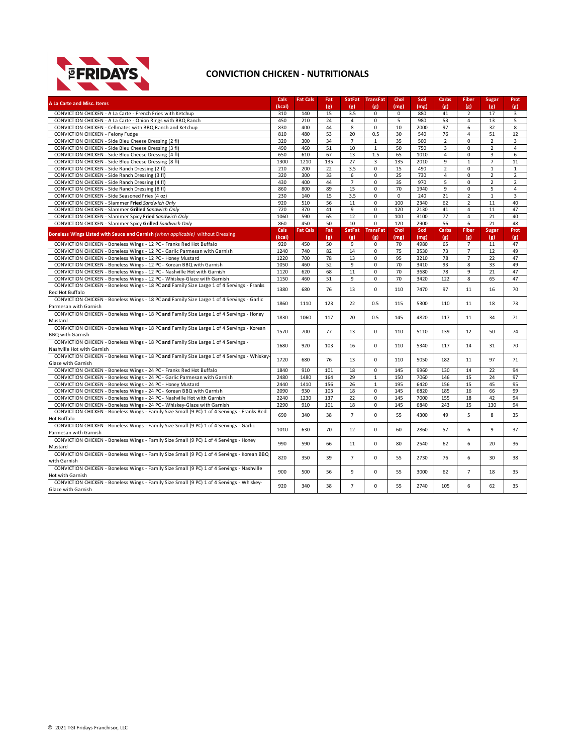# CONVICTION CHICKEN - NUTRITIONALS

| A La Carte and Misc. Items | Cals (kcal) | Fat Cals | Fat (g) | SatFat (g) | TransFat (g) | Chol (mg) | Sod (mg) | Carbs (g) | Fiber (g) | Sugar (g) | Prot (g) |
|---|---|---|---|---|---|---|---|---|---|---|---|
| CONVICTION CHICKEN - A La Carte - French Fries with Ketchup | 310 | 140 | 15 | 3.5 | 0 | 0 | 880 | 41 | 2 | 17 | 3 |
| CONVICTION CHICKEN - A La Carte - Onion Rings with BBQ Ranch | 450 | 210 | 24 | 4 | 0 | 5 | 980 | 53 | 4 | 13 | 5 |
| CONVICTION CHICKEN - Cellmates with BBQ Ranch and Ketchup | 830 | 400 | 44 | 8 | 0 | 10 | 2000 | 97 | 6 | 32 | 8 |
| CONVICTION CHICKEN - Felony Fudge | 810 | 480 | 53 | 20 | 0.5 | 30 | 540 | 76 | 4 | 51 | 12 |
| CONVICTION CHICKEN - Side Bleu Cheese Dressing (2 fl) | 320 | 300 | 34 | 7 | 1 | 35 | 500 | 2 | 0 | 2 | 3 |
| CONVICTION CHICKEN - Side Bleu Cheese Dressing (3 fl) | 490 | 460 | 51 | 10 | 1 | 50 | 750 | 3 | 0 | 2 | 4 |
| CONVICTION CHICKEN - Side Bleu Cheese Dressing (4 fl) | 650 | 610 | 67 | 13 | 1.5 | 65 | 1010 | 4 | 0 | 3 | 6 |
| CONVICTION CHICKEN - Side Bleu Cheese Dressing (8 fl) | 1300 | 1210 | 135 | 27 | 3 | 135 | 2010 | 9 | 1 | 7 | 11 |
| CONVICTION CHICKEN - Side Ranch Dressing (2 fl) | 210 | 200 | 22 | 3.5 | 0 | 15 | 490 | 2 | 0 | 1 | 1 |
| CONVICTION CHICKEN - Side Ranch Dressing (3 fl) | 320 | 300 | 33 | 6 | 0 | 25 | 730 | 4 | 0 | 2 | 2 |
| CONVICTION CHICKEN - Side Ranch Dressing (4 fl) | 430 | 400 | 44 | 7 | 0 | 35 | 970 | 5 | 0 | 2 | 2 |
| CONVICTION CHICKEN - Side Ranch Dressing (8 fl) | 860 | 800 | 89 | 15 | 0 | 70 | 1940 | 9 | 0 | 5 | 4 |
| CONVICTION CHICKEN - Side Seasoned Fries (4 oz) | 230 | 140 | 15 | 3.5 | 0 | 0 | 240 | 21 | 2 | 1 | 3 |
| CONVICTION CHICKEN - Slammer **Fried** *Sandwich Only* | 920 | 510 | 56 | 11 | 0 | 100 | 2340 | 62 | 2 | 11 | 40 |
| CONVICTION CHICKEN - Slammer **Grilled** *Sandwich Only* | 720 | 370 | 41 | 9 | 0 | 120 | 2130 | 41 | 4 | 11 | 47 |
| CONVICTION CHICKEN - Slammer Spicy **Fried** *Sandwich Only* | 1060 | 590 | 65 | 12 | 0 | 100 | 3100 | 77 | 4 | 21 | 40 |
| CONVICTION CHICKEN - Slammer Spicy **Grilled** *Sandwich Only* | 860 | 450 | 50 | 10 | 0 | 120 | 2900 | 56 | 6 | 21 | 48 |
| **Boneless Wings Listed with Sauce and Garnish** *(when applicable)* **without Dressing** | **Cals (kcal)** | **Fat Cals** | **Fat (g)** | **SatFat (g)** | **TransFat (g)** | **Chol (mg)** | **Sod (mg)** | **Carbs (g)** | **Fiber (g)** | **Sugar (g)** | **Prot (g)** |
| CONVICTION CHICKEN - Boneless Wings - 12 PC - Franks Red Hot Buffalo | 920 | 450 | 50 | 9 | 0 | 70 | 4980 | 65 | 7 | 11 | 47 |
| CONVICTION CHICKEN - Boneless Wings - 12 PC - Garlic Parmesan with Garnish | 1240 | 740 | 82 | 14 | 0 | 75 | 3530 | 73 | 7 | 12 | 49 |
| CONVICTION CHICKEN - Boneless Wings - 12 PC - Honey Mustard | 1220 | 700 | 78 | 13 | 0 | 95 | 3210 | 78 | 7 | 22 | 47 |
| CONVICTION CHICKEN - Boneless Wings - 12 PC - Korean BBQ with Garnish | 1050 | 460 | 52 | 9 | 0 | 70 | 3410 | 93 | 8 | 33 | 49 |
| CONVICTION CHICKEN - Boneless Wings - 12 PC - Nashville Hot with Garnish | 1120 | 620 | 68 | 11 | 0 | 70 | 3680 | 78 | 9 | 21 | 47 |
| CONVICTION CHICKEN - Boneless Wings - 12 PC - Whiskey-Glaze with Garnish | 1150 | 460 | 51 | 9 | 0 | 70 | 3420 | 122 | 8 | 65 | 47 |
| CONVICTION CHICKEN - Boneless Wings - 18 PC **and** Family Size Large 1 of 4 Servings - Franks Red Hot Buffalo | 1380 | 680 | 76 | 13 | 0 | 110 | 7470 | 97 | 11 | 16 | 70 |
| CONVICTION CHICKEN - Boneless Wings - 18 PC **and** Family Size Large 1 of 4 Servings - Garlic Parmesan with Garnish | 1860 | 1110 | 123 | 22 | 0.5 | 115 | 5300 | 110 | 11 | 18 | 73 |
| CONVICTION CHICKEN - Boneless Wings - 18 PC **and** Family Size Large 1 of 4 Servings - Honey Mustard | 1830 | 1060 | 117 | 20 | 0.5 | 145 | 4820 | 117 | 11 | 34 | 71 |
| CONVICTION CHICKEN - Boneless Wings - 18 PC **and** Family Size Large 1 of 4 Servings - Korean BBQ with Garnish | 1570 | 700 | 77 | 13 | 0 | 110 | 5110 | 139 | 12 | 50 | 74 |
| CONVICTION CHICKEN - Boneless Wings - 18 PC **and** Family Size Large 1 of 4 Servings - Nashville Hot with Garnish | 1680 | 920 | 103 | 16 | 0 | 110 | 5340 | 117 | 14 | 31 | 70 |
| CONVICTION CHICKEN - Boneless Wings - 18 PC **and** Family Size Large 1 of 4 Servings - Whiskey-Glaze with Garnish | 1720 | 680 | 76 | 13 | 0 | 110 | 5050 | 182 | 11 | 97 | 71 |
| CONVICTION CHICKEN - Boneless Wings - 24 PC - Franks Red Hot Buffalo | 1840 | 910 | 101 | 18 | 0 | 145 | 9960 | 130 | 14 | 22 | 94 |
| CONVICTION CHICKEN - Boneless Wings - 24 PC - Garlic Parmesan with Garnish | 2480 | 1480 | 164 | 29 | 1 | 150 | 7060 | 146 | 15 | 24 | 97 |
| CONVICTION CHICKEN - Boneless Wings - 24 PC - Honey Mustard | 2440 | 1410 | 156 | 26 | 1 | 195 | 6420 | 156 | 15 | 45 | 95 |
| CONVICTION CHICKEN - Boneless Wings - 24 PC - Korean BBQ with Garnish | 2090 | 930 | 103 | 18 | 0 | 145 | 6820 | 185 | 16 | 66 | 99 |
| CONVICTION CHICKEN - Boneless Wings - 24 PC - Nashville Hot with Garnish | 2240 | 1230 | 137 | 22 | 0 | 145 | 7000 | 155 | 18 | 42 | 94 |
| CONVICTION CHICKEN - Boneless Wings - 24 PC - Whiskey-Glaze with Garnish | 2290 | 910 | 101 | 18 | 0 | 145 | 6840 | 243 | 15 | 130 | 94 |
| CONVICTION CHICKEN - Boneless Wings - Family Size Small (9 PC) 1 of 4 Servings - Franks Red Hot Buffalo | 690 | 340 | 38 | 7 | 0 | 55 | 4300 | 49 | 5 | 8 | 35 |
| CONVICTION CHICKEN - Boneless Wings - Family Size Small (9 PC) 1 of 4 Servings - Garlic Parmesan with Garnish | 1010 | 630 | 70 | 12 | 0 | 60 | 2860 | 57 | 6 | 9 | 37 |
| CONVICTION CHICKEN - Boneless Wings - Family Size Small (9 PC) 1 of 4 Servings - Honey Mustard | 990 | 590 | 66 | 11 | 0 | 80 | 2540 | 62 | 6 | 20 | 36 |
| CONVICTION CHICKEN - Boneless Wings - Family Size Small (9 PC) 1 of 4 Servings - Korean BBQ with Garnish | 820 | 350 | 39 | 7 | 0 | 55 | 2730 | 76 | 6 | 30 | 38 |
| CONVICTION CHICKEN - Boneless Wings - Family Size Small (9 PC) 1 of 4 Servings - Nashville Hot with Garnish | 900 | 500 | 56 | 9 | 0 | 55 | 3000 | 62 | 7 | 18 | 35 |
| CONVICTION CHICKEN - Boneless Wings - Family Size Small (9 PC) 1 of 4 Servings - Whiskey-Glaze with Garnish | 920 | 340 | 38 | 7 | 0 | 55 | 2740 | 105 | 6 | 62 | 35 |

© 2021 TGI Fridays Franchisor, LLC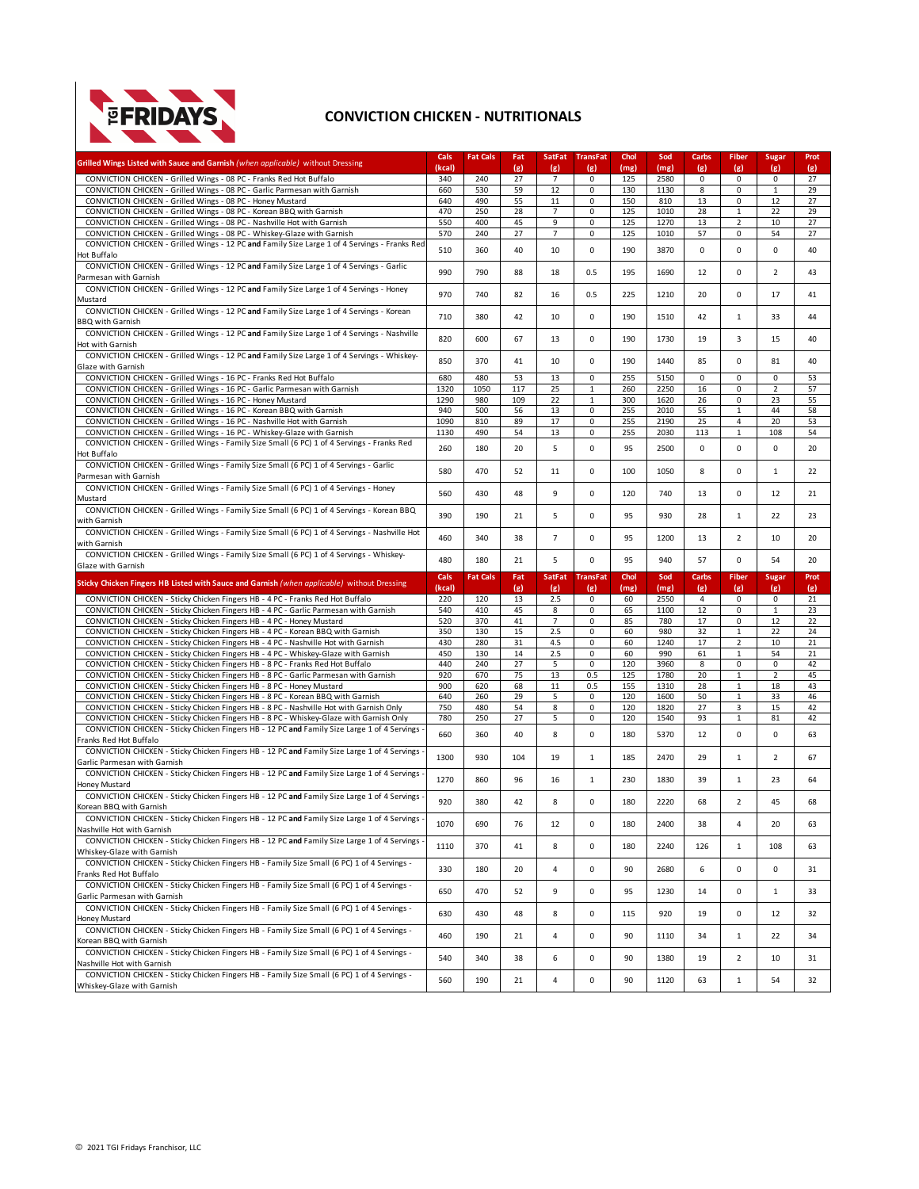# CONVICTION CHICKEN - NUTRITIONALS

| **Grilled Wings Listed with Sauce and Garnish** *(when applicable)* without Dressing | Cals (kcal) | Fat Cals | Fat (g) | SatFat (g) | TransFat (g) | Chol (mg) | Sod (mg) | Carbs (g) | Fiber (g) | Sugar (g) | Prot (g) |
|---|---|---|---|---|---|---|---|---|---|---|---|
| CONVICTION CHICKEN - Grilled Wings - 08 PC - Franks Red Hot Buffalo | 340 | 240 | 27 | 7 | 0 | 125 | 2580 | 0 | 0 | 0 | 27 |
| CONVICTION CHICKEN - Grilled Wings - 08 PC - Garlic Parmesan with Garnish | 660 | 530 | 59 | 12 | 0 | 130 | 1130 | 8 | 0 | 1 | 29 |
| CONVICTION CHICKEN - Grilled Wings - 08 PC - Honey Mustard | 640 | 490 | 55 | 11 | 0 | 150 | 810 | 13 | 0 | 12 | 27 |
| CONVICTION CHICKEN - Grilled Wings - 08 PC - Korean BBQ with Garnish | 470 | 250 | 28 | 7 | 0 | 125 | 1010 | 28 | 1 | 22 | 29 |
| CONVICTION CHICKEN - Grilled Wings - 08 PC - Nashville Hot with Garnish | 550 | 400 | 45 | 9 | 0 | 125 | 1270 | 13 | 2 | 10 | 27 |
| CONVICTION CHICKEN - Grilled Wings - 08 PC - Whiskey-Glaze with Garnish | 570 | 240 | 27 | 7 | 0 | 125 | 1010 | 57 | 0 | 54 | 27 |
| CONVICTION CHICKEN - Grilled Wings - 12 PC **and** Family Size Large 1 of 4 Servings - Franks Red Hot Buffalo | 510 | 360 | 40 | 10 | 0 | 190 | 3870 | 0 | 0 | 0 | 40 |
| CONVICTION CHICKEN - Grilled Wings - 12 PC **and** Family Size Large 1 of 4 Servings - Garlic Parmesan with Garnish | 990 | 790 | 88 | 18 | 0.5 | 195 | 1690 | 12 | 0 | 2 | 43 |
| CONVICTION CHICKEN - Grilled Wings - 12 PC **and** Family Size Large 1 of 4 Servings - Honey Mustard | 970 | 740 | 82 | 16 | 0.5 | 225 | 1210 | 20 | 0 | 17 | 41 |
| CONVICTION CHICKEN - Grilled Wings - 12 PC **and** Family Size Large 1 of 4 Servings - Korean BBQ with Garnish | 710 | 380 | 42 | 10 | 0 | 190 | 1510 | 42 | 1 | 33 | 44 |
| CONVICTION CHICKEN - Grilled Wings - 12 PC **and** Family Size Large 1 of 4 Servings - Nashville Hot with Garnish | 820 | 600 | 67 | 13 | 0 | 190 | 1730 | 19 | 3 | 15 | 40 |
| CONVICTION CHICKEN - Grilled Wings - 12 PC **and** Family Size Large 1 of 4 Servings - Whiskey-Glaze with Garnish | 850 | 370 | 41 | 10 | 0 | 190 | 1440 | 85 | 0 | 81 | 40 |
| CONVICTION CHICKEN - Grilled Wings - 16 PC - Franks Red Hot Buffalo | 680 | 480 | 53 | 13 | 0 | 255 | 5150 | 0 | 0 | 0 | 53 |
| CONVICTION CHICKEN - Grilled Wings - 16 PC - Garlic Parmesan with Garnish | 1320 | 1050 | 117 | 25 | 1 | 260 | 2250 | 16 | 0 | 2 | 57 |
| CONVICTION CHICKEN - Grilled Wings - 16 PC - Honey Mustard | 1290 | 980 | 109 | 22 | 1 | 300 | 1620 | 26 | 0 | 23 | 55 |
| CONVICTION CHICKEN - Grilled Wings - 16 PC - Korean BBQ with Garnish | 940 | 500 | 56 | 13 | 0 | 255 | 2010 | 55 | 1 | 44 | 58 |
| CONVICTION CHICKEN - Grilled Wings - 16 PC - Nashville Hot with Garnish | 1090 | 810 | 89 | 17 | 0 | 255 | 2190 | 25 | 4 | 20 | 53 |
| CONVICTION CHICKEN - Grilled Wings - 16 PC - Whiskey-Glaze with Garnish | 1130 | 490 | 54 | 13 | 0 | 255 | 2030 | 113 | 1 | 108 | 54 |
| CONVICTION CHICKEN - Grilled Wings - Family Size Small (6 PC) 1 of 4 Servings - Franks Red Hot Buffalo | 260 | 180 | 20 | 5 | 0 | 95 | 2500 | 0 | 0 | 0 | 20 |
| CONVICTION CHICKEN - Grilled Wings - Family Size Small (6 PC) 1 of 4 Servings - Garlic Parmesan with Garnish | 580 | 470 | 52 | 11 | 0 | 100 | 1050 | 8 | 0 | 1 | 22 |
| CONVICTION CHICKEN - Grilled Wings - Family Size Small (6 PC) 1 of 4 Servings - Honey Mustard | 560 | 430 | 48 | 9 | 0 | 120 | 740 | 13 | 0 | 12 | 21 |
| CONVICTION CHICKEN - Grilled Wings - Family Size Small (6 PC) 1 of 4 Servings - Korean BBQ with Garnish | 390 | 190 | 21 | 5 | 0 | 95 | 930 | 28 | 1 | 22 | 23 |
| CONVICTION CHICKEN - Grilled Wings - Family Size Small (6 PC) 1 of 4 Servings - Nashville Hot with Garnish | 460 | 340 | 38 | 7 | 0 | 95 | 1200 | 13 | 2 | 10 | 20 |
| CONVICTION CHICKEN - Grilled Wings - Family Size Small (6 PC) 1 of 4 Servings - Whiskey-Glaze with Garnish | 480 | 180 | 21 | 5 | 0 | 95 | 940 | 57 | 0 | 54 | 20 |
| **Sticky Chicken Fingers HB Listed with Sauce and Garnish** *(when applicable)* without Dressing | **Cals (kcal)** | **Fat Cals** | **Fat (g)** | **SatFat (g)** | **TransFat (g)** | **Chol (mg)** | **Sod (mg)** | **Carbs (g)** | **Fiber (g)** | **Sugar (g)** | **Prot (g)** |
| CONVICTION CHICKEN - Sticky Chicken Fingers HB - 4 PC - Franks Red Hot Buffalo | 220 | 120 | 13 | 2.5 | 0 | 60 | 2550 | 4 | 0 | 0 | 21 |
| CONVICTION CHICKEN - Sticky Chicken Fingers HB - 4 PC - Garlic Parmesan with Garnish | 540 | 410 | 45 | 8 | 0 | 65 | 1100 | 12 | 0 | 1 | 23 |
| CONVICTION CHICKEN - Sticky Chicken Fingers HB - 4 PC - Honey Mustard | 520 | 370 | 41 | 7 | 0 | 85 | 780 | 17 | 0 | 12 | 22 |
| CONVICTION CHICKEN - Sticky Chicken Fingers HB - 4 PC - Korean BBQ with Garnish | 350 | 130 | 15 | 2.5 | 0 | 60 | 980 | 32 | 1 | 22 | 24 |
| CONVICTION CHICKEN - Sticky Chicken Fingers HB - 4 PC - Nashville Hot with Garnish | 430 | 280 | 31 | 4.5 | 0 | 60 | 1240 | 17 | 2 | 10 | 21 |
| CONVICTION CHICKEN - Sticky Chicken Fingers HB - 4 PC - Whiskey-Glaze with Garnish | 450 | 130 | 14 | 2.5 | 0 | 60 | 990 | 61 | 1 | 54 | 21 |
| CONVICTION CHICKEN - Sticky Chicken Fingers HB - 8 PC - Franks Red Hot Buffalo | 440 | 240 | 27 | 5 | 0 | 120 | 3960 | 8 | 0 | 0 | 42 |
| CONVICTION CHICKEN - Sticky Chicken Fingers HB - 8 PC - Garlic Parmesan with Garnish | 920 | 670 | 75 | 13 | 0.5 | 125 | 1780 | 20 | 1 | 2 | 45 |
| CONVICTION CHICKEN - Sticky Chicken Fingers HB - 8 PC - Honey Mustard | 900 | 620 | 68 | 11 | 0.5 | 155 | 1310 | 28 | 1 | 18 | 43 |
| CONVICTION CHICKEN - Sticky Chicken Fingers HB - 8 PC - Korean BBQ with Garnish | 640 | 260 | 29 | 5 | 0 | 120 | 1600 | 50 | 1 | 33 | 46 |
| CONVICTION CHICKEN - Sticky Chicken Fingers HB - 8 PC - Nashville Hot with Garnish Only | 750 | 480 | 54 | 8 | 0 | 120 | 1820 | 27 | 3 | 15 | 42 |
| CONVICTION CHICKEN - Sticky Chicken Fingers HB - 8 PC - Whiskey-Glaze with Garnish Only | 780 | 250 | 27 | 5 | 0 | 120 | 1540 | 93 | 1 | 81 | 42 |
| CONVICTION CHICKEN - Sticky Chicken Fingers HB - 12 PC **and** Family Size Large 1 of 4 Servings - Franks Red Hot Buffalo | 660 | 360 | 40 | 8 | 0 | 180 | 5370 | 12 | 0 | 0 | 63 |
| CONVICTION CHICKEN - Sticky Chicken Fingers HB - 12 PC **and** Family Size Large 1 of 4 Servings - Garlic Parmesan with Garnish | 1300 | 930 | 104 | 19 | 1 | 185 | 2470 | 29 | 1 | 2 | 67 |
| CONVICTION CHICKEN - Sticky Chicken Fingers HB - 12 PC **and** Family Size Large 1 of 4 Servings - Honey Mustard | 1270 | 860 | 96 | 16 | 1 | 230 | 1830 | 39 | 1 | 23 | 64 |
| CONVICTION CHICKEN - Sticky Chicken Fingers HB - 12 PC **and** Family Size Large 1 of 4 Servings - Korean BBQ with Garnish | 920 | 380 | 42 | 8 | 0 | 180 | 2220 | 68 | 2 | 45 | 68 |
| CONVICTION CHICKEN - Sticky Chicken Fingers HB - 12 PC **and** Family Size Large 1 of 4 Servings - Nashville Hot with Garnish | 1070 | 690 | 76 | 12 | 0 | 180 | 2400 | 38 | 4 | 20 | 63 |
| CONVICTION CHICKEN - Sticky Chicken Fingers HB - 12 PC **and** Family Size Large 1 of 4 Servings - Whiskey-Glaze with Garnish | 1110 | 370 | 41 | 8 | 0 | 180 | 2240 | 126 | 1 | 108 | 63 |
| CONVICTION CHICKEN - Sticky Chicken Fingers HB - Family Size Small (6 PC) 1 of 4 Servings - Franks Red Hot Buffalo | 330 | 180 | 20 | 4 | 0 | 90 | 2680 | 6 | 0 | 0 | 31 |
| CONVICTION CHICKEN - Sticky Chicken Fingers HB - Family Size Small (6 PC) 1 of 4 Servings - Garlic Parmesan with Garnish | 650 | 470 | 52 | 9 | 0 | 95 | 1230 | 14 | 0 | 1 | 33 |
| CONVICTION CHICKEN - Sticky Chicken Fingers HB - Family Size Small (6 PC) 1 of 4 Servings - Honey Mustard | 630 | 430 | 48 | 8 | 0 | 115 | 920 | 19 | 0 | 12 | 32 |
| CONVICTION CHICKEN - Sticky Chicken Fingers HB - Family Size Small (6 PC) 1 of 4 Servings - Korean BBQ with Garnish | 460 | 190 | 21 | 4 | 0 | 90 | 1110 | 34 | 1 | 22 | 34 |
| CONVICTION CHICKEN - Sticky Chicken Fingers HB - Family Size Small (6 PC) 1 of 4 Servings - Nashville Hot with Garnish | 540 | 340 | 38 | 6 | 0 | 90 | 1380 | 19 | 2 | 10 | 31 |
| CONVICTION CHICKEN - Sticky Chicken Fingers HB - Family Size Small (6 PC) 1 of 4 Servings - Whiskey-Glaze with Garnish | 560 | 190 | 21 | 4 | 0 | 90 | 1120 | 63 | 1 | 54 | 32 |

© 2021 TGI Fridays Franchisor, LLC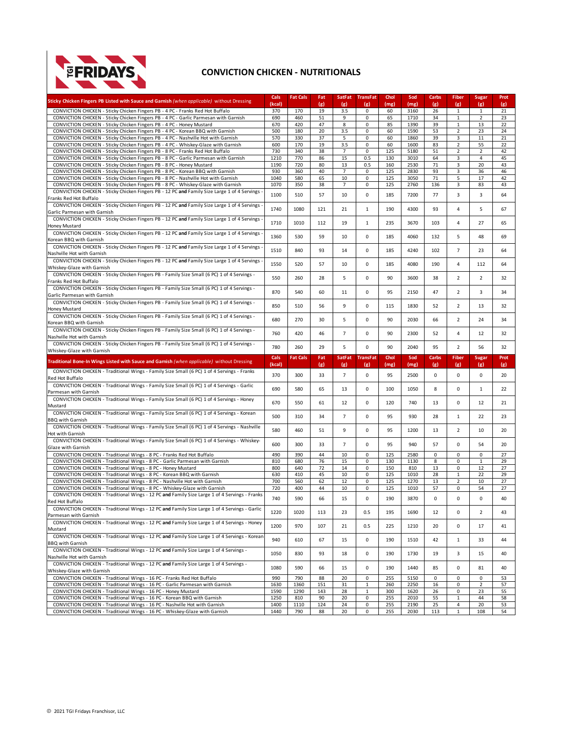# CONVICTION CHICKEN - NUTRITIONALS

| **Sticky Chicken Fingers PB Listed with Sauce and Garnish** *(when applicable)* without Dressing | Cals (kcal) | Fat Cals | Fat (g) | SatFat (g) | TransFat (g) | Chol (mg) | Sod (mg) | Carbs (g) | Fiber (g) | Sugar (g) | Prot (g) |
|---|---|---|---|---|---|---|---|---|---|---|---|
| CONVICTION CHICKEN - Sticky Chicken Fingers PB - 4 PC - Franks Red Hot Buffalo | 370 | 170 | 19 | 3.5 | 0 | 60 | 3160 | 26 | 1 | 1 | 21 |
| CONVICTION CHICKEN - Sticky Chicken Fingers PB - 4 PC - Garlic Parmesan with Garnish | 690 | 460 | 51 | 9 | 0 | 65 | 1710 | 34 | 1 | 2 | 23 |
| CONVICTION CHICKEN - Sticky Chicken Fingers PB - 4 PC - Honey Mustard | 670 | 420 | 47 | 8 | 0 | 85 | 1390 | 39 | 1 | 13 | 22 |
| CONVICTION CHICKEN - Sticky Chicken Fingers PB - 4 PC - Korean BBQ with Garnish | 500 | 180 | 20 | 3.5 | 0 | 60 | 1590 | 53 | 2 | 23 | 24 |
| CONVICTION CHICKEN - Sticky Chicken Fingers PB - 4 PC - Nashville Hot with Garnish | 570 | 330 | 37 | 5 | 0 | 60 | 1860 | 39 | 3 | 11 | 21 |
| CONVICTION CHICKEN - Sticky Chicken Fingers PB - 4 PC - Whiskey-Glaze with Garnish | 600 | 170 | 19 | 3.5 | 0 | 60 | 1600 | 83 | 2 | 55 | 22 |
| CONVICTION CHICKEN - Sticky Chicken Fingers PB - 8 PC - Franks Red Hot Buffalo | 730 | 340 | 38 | 7 | 0 | 125 | 5180 | 51 | 2 | 2 | 42 |
| CONVICTION CHICKEN - Sticky Chicken Fingers PB - 8 PC - Garlic Parmesan with Garnish | 1210 | 770 | 86 | 15 | 0.5 | 130 | 3010 | 64 | 3 | 4 | 45 |
| CONVICTION CHICKEN - Sticky Chicken Fingers PB - 8 PC - Honey Mustard | 1190 | 720 | 80 | 13 | 0.5 | 160 | 2530 | 71 | 3 | 20 | 43 |
| CONVICTION CHICKEN - Sticky Chicken Fingers PB - 8 PC - Korean BBQ with Garnish | 930 | 360 | 40 | 7 | 0 | 125 | 2830 | 93 | 3 | 36 | 46 |
| CONVICTION CHICKEN - Sticky Chicken Fingers PB - 8 PC - Nashville Hot with Garnish | 1040 | 580 | 65 | 10 | 0 | 125 | 3050 | 71 | 5 | 17 | 42 |
| CONVICTION CHICKEN - Sticky Chicken Fingers PB - 8 PC - Whiskey-Glaze with Garnish | 1070 | 350 | 38 | 7 | 0 | 125 | 2760 | 136 | 3 | 83 | 43 |
| CONVICTION CHICKEN - Sticky Chicken Fingers PB - 12 PC **and** Family Size Large 1 of 4 Servings - Franks Red Hot Buffalo | 1100 | 510 | 57 | 10 | 0 | 185 | 7200 | 77 | 3 | 3 | 64 |
| CONVICTION CHICKEN - Sticky Chicken Fingers PB - 12 PC **and** Family Size Large 1 of 4 Servings - Garlic Parmesan with Garnish | 1740 | 1080 | 121 | 21 | 1 | 190 | 4300 | 93 | 4 | 5 | 67 |
| CONVICTION CHICKEN - Sticky Chicken Fingers PB - 12 PC **and** Family Size Large 1 of 4 Servings - Honey Mustard | 1710 | 1010 | 112 | 19 | 1 | 235 | 3670 | 103 | 4 | 27 | 65 |
| CONVICTION CHICKEN - Sticky Chicken Fingers PB - 12 PC **and** Family Size Large 1 of 4 Servings - Korean BBQ with Garnish | 1360 | 530 | 59 | 10 | 0 | 185 | 4060 | 132 | 5 | 48 | 69 |
| CONVICTION CHICKEN - Sticky Chicken Fingers PB - 12 PC **and** Family Size Large 1 of 4 Servings - Nashville Hot with Garnish | 1510 | 840 | 93 | 14 | 0 | 185 | 4240 | 102 | 7 | 23 | 64 |
| CONVICTION CHICKEN - Sticky Chicken Fingers PB - 12 PC **and** Family Size Large 1 of 4 Servings - Whiskey-Glaze with Garnish | 1550 | 520 | 57 | 10 | 0 | 185 | 4080 | 190 | 4 | 112 | 64 |
| CONVICTION CHICKEN - Sticky Chicken Fingers PB - Family Size Small (6 PC) 1 of 4 Servings - Franks Red Hot Buffalo | 550 | 260 | 28 | 5 | 0 | 90 | 3600 | 38 | 2 | 2 | 32 |
| CONVICTION CHICKEN - Sticky Chicken Fingers PB - Family Size Small (6 PC) 1 of 4 Servings - Garlic Parmesan with Garnish | 870 | 540 | 60 | 11 | 0 | 95 | 2150 | 47 | 2 | 3 | 34 |
| CONVICTION CHICKEN - Sticky Chicken Fingers PB - Family Size Small (6 PC) 1 of 4 Servings - Honey Mustard | 850 | 510 | 56 | 9 | 0 | 115 | 1830 | 52 | 2 | 13 | 32 |
| CONVICTION CHICKEN - Sticky Chicken Fingers PB - Family Size Small (6 PC) 1 of 4 Servings - Korean BBQ with Garnish | 680 | 270 | 30 | 5 | 0 | 90 | 2030 | 66 | 2 | 24 | 34 |
| CONVICTION CHICKEN - Sticky Chicken Fingers PB - Family Size Small (6 PC) 1 of 4 Servings - Nashville Hot with Garnish | 760 | 420 | 46 | 7 | 0 | 90 | 2300 | 52 | 4 | 12 | 32 |
| CONVICTION CHICKEN - Sticky Chicken Fingers PB - Family Size Small (6 PC) 1 of 4 Servings - Whiskey-Glaze with Garnish | 780 | 260 | 29 | 5 | 0 | 90 | 2040 | 95 | 2 | 56 | 32 |
| **Traditional Bone-In Wings Listed with Sauce and Garnish** *(when applicable)* without Dressing | **Cals (kcal)** | **Fat Cals** | **Fat (g)** | **SatFat (g)** | **TransFat (g)** | **Chol (mg)** | **Sod (mg)** | **Carbs (g)** | **Fiber (g)** | **Sugar (g)** | **Prot (g)** |
| CONVICTION CHICKEN - Traditional Wings - Family Size Small (6 PC) 1 of 4 Servings - Franks Red Hot Buffalo | 370 | 300 | 33 | 7 | 0 | 95 | 2500 | 0 | 0 | 0 | 20 |
| CONVICTION CHICKEN - Traditional Wings - Family Size Small (6 PC) 1 of 4 Servings - Garlic Parmesan with Garnish | 690 | 580 | 65 | 13 | 0 | 100 | 1050 | 8 | 0 | 1 | 22 |
| CONVICTION CHICKEN - Traditional Wings - Family Size Small (6 PC) 1 of 4 Servings - Honey Mustard | 670 | 550 | 61 | 12 | 0 | 120 | 740 | 13 | 0 | 12 | 21 |
| CONVICTION CHICKEN - Traditional Wings - Family Size Small (6 PC) 1 of 4 Servings - Korean BBQ with Garnish | 500 | 310 | 34 | 7 | 0 | 95 | 930 | 28 | 1 | 22 | 23 |
| CONVICTION CHICKEN - Traditional Wings - Family Size Small (6 PC) 1 of 4 Servings - Nashville Hot with Garnish | 580 | 460 | 51 | 9 | 0 | 95 | 1200 | 13 | 2 | 10 | 20 |
| CONVICTION CHICKEN - Traditional Wings - Family Size Small (6 PC) 1 of 4 Servings - Whiskey-Glaze with Garnish | 600 | 300 | 33 | 7 | 0 | 95 | 940 | 57 | 0 | 54 | 20 |
| CONVICTION CHICKEN - Traditional Wings - 8 PC - Franks Red Hot Buffalo | 490 | 390 | 44 | 10 | 0 | 125 | 2580 | 0 | 0 | 0 | 27 |
| CONVICTION CHICKEN - Traditional Wings - 8 PC - Garlic Parmesan with Garnish | 810 | 680 | 76 | 15 | 0 | 130 | 1130 | 8 | 0 | 1 | 29 |
| CONVICTION CHICKEN - Traditional Wings - 8 PC - Honey Mustard | 800 | 640 | 72 | 14 | 0 | 150 | 810 | 13 | 0 | 12 | 27 |
| CONVICTION CHICKEN - Traditional Wings - 8 PC - Korean BBQ with Garnish | 630 | 410 | 45 | 10 | 0 | 125 | 1010 | 28 | 1 | 22 | 29 |
| CONVICTION CHICKEN - Traditional Wings - 8 PC - Nashville Hot with Garnish | 700 | 560 | 62 | 12 | 0 | 125 | 1270 | 13 | 2 | 10 | 27 |
| CONVICTION CHICKEN - Traditional Wings - 8 PC - Whiskey-Glaze with Garnish | 720 | 400 | 44 | 10 | 0 | 125 | 1010 | 57 | 0 | 54 | 27 |
| CONVICTION CHICKEN - Traditional Wings - 12 PC **and** Family Size Large 1 of 4 Servings - Franks Red Hot Buffalo | 740 | 590 | 66 | 15 | 0 | 190 | 3870 | 0 | 0 | 0 | 40 |
| CONVICTION CHICKEN - Traditional Wings - 12 PC **and** Family Size Large 1 of 4 Servings - Garlic Parmesan with Garnish | 1220 | 1020 | 113 | 23 | 0.5 | 195 | 1690 | 12 | 0 | 2 | 43 |
| CONVICTION CHICKEN - Traditional Wings - 12 PC **and** Family Size Large 1 of 4 Servings - Honey Mustard | 1200 | 970 | 107 | 21 | 0.5 | 225 | 1210 | 20 | 0 | 17 | 41 |
| CONVICTION CHICKEN - Traditional Wings - 12 PC **and** Family Size Large 1 of 4 Servings - Korean BBQ with Garnish | 940 | 610 | 67 | 15 | 0 | 190 | 1510 | 42 | 1 | 33 | 44 |
| CONVICTION CHICKEN - Traditional Wings - 12 PC **and** Family Size Large 1 of 4 Servings - Nashville Hot with Garnish | 1050 | 830 | 93 | 18 | 0 | 190 | 1730 | 19 | 3 | 15 | 40 |
| CONVICTION CHICKEN - Traditional Wings - 12 PC **and** Family Size Large 1 of 4 Servings - Whiskey-Glaze with Garnish | 1080 | 590 | 66 | 15 | 0 | 190 | 1440 | 85 | 0 | 81 | 40 |
| CONVICTION CHICKEN - Traditional Wings - 16 PC - Franks Red Hot Buffalo | 990 | 790 | 88 | 20 | 0 | 255 | 5150 | 0 | 0 | 0 | 53 |
| CONVICTION CHICKEN - Traditional Wings - 16 PC - Garlic Parmesan with Garnish | 1630 | 1360 | 151 | 31 | 1 | 260 | 2250 | 16 | 0 | 2 | 57 |
| CONVICTION CHICKEN - Traditional Wings - 16 PC - Honey Mustard | 1590 | 1290 | 143 | 28 | 1 | 300 | 1620 | 26 | 0 | 23 | 55 |
| CONVICTION CHICKEN - Traditional Wings - 16 PC - Korean BBQ with Garnish | 1250 | 810 | 90 | 20 | 0 | 255 | 2010 | 55 | 1 | 44 | 58 |
| CONVICTION CHICKEN - Traditional Wings - 16 PC - Nashville Hot with Garnish | 1400 | 1110 | 124 | 24 | 0 | 255 | 2190 | 25 | 4 | 20 | 53 |
| CONVICTION CHICKEN - Traditional Wings - 16 PC - Whiskey-Glaze with Garnish | 1440 | 790 | 88 | 20 | 0 | 255 | 2030 | 113 | 1 | 108 | 54 |

© 2021 TGI Fridays Franchisor, LLC